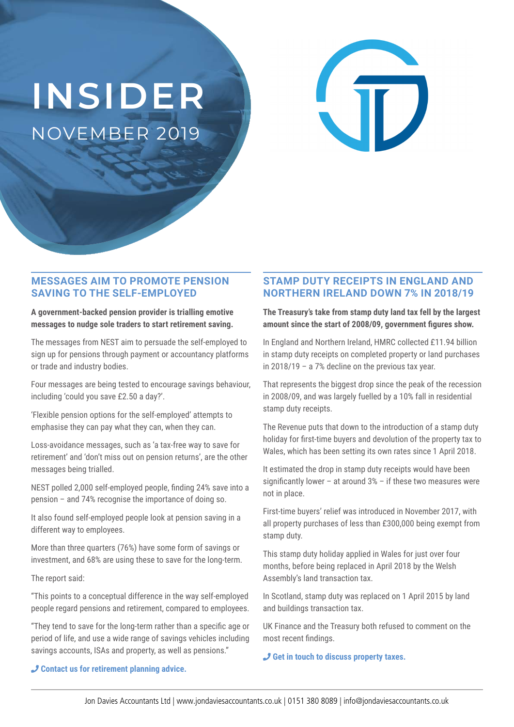# INSIDER

NOVEMBER 2019

## MESSAGES AIM TO PROMOTE PENSION SAVING TO THE SELF-EMPLOYED

**A government-backed pension provider is trialling emotive messages to nudge sole traders to start retirement saving.**

The messages from NEST aim to persuade the self-employed to sign up for pensions through payment or accountancy platforms or trade and industry bodies.

Four messages are being tested to encourage savings behaviour, including 'could you save £2.50 a day?'.

'Flexible pension options for the self-employed' attempts to emphasise they can pay what they can, when they can.

Loss-avoidance messages, such as 'a tax-free way to save for retirement' and 'don't miss out on pension returns', are the other messages being trialled.

NEST polled 2,000 self-employed people, finding 24% save into a pension – and 74% recognise the importance of doing so.

It also found self-employed people look at pension saving in a different way to employees.

More than three quarters (76%) have some form of savings or investment, and 68% are using these to save for the long-term.

The report said:

"This points to a conceptual difference in the way self-employed people regard pensions and retirement, compared to employees.

"They tend to save for the long-term rather than a specific age or period of life, and use a wide range of savings vehicles including savings accounts, ISAs and property, as well as pensions."

**Contact us for retirement planning advice.**

## STAMP DUTY RECEIPTS IN ENGLAND AND NORTHERN IRELAND DOWN 7% IN 2018/19

**The Treasury's take from stamp duty land tax fell by the largest amount since the start of 2008/09, government figures show.**

In England and Northern Ireland, HMRC collected £11.94 billion in stamp duty receipts on completed property or land purchases in 2018/19 – a 7% decline on the previous tax year.

That represents the biggest drop since the peak of the recession in 2008/09, and was largely fuelled by a 10% fall in residential stamp duty receipts.

The Revenue puts that down to the introduction of a stamp duty holiday for first-time buyers and devolution of the property tax to Wales, which has been setting its own rates since 1 April 2018.

It estimated the drop in stamp duty receipts would have been significantly lower – at around 3% – if these two measures were not in place.

First-time buyers' relief was introduced in November 2017, with all property purchases of less than £300,000 being exempt from stamp duty.

This stamp duty holiday applied in Wales for just over four months, before being replaced in April 2018 by the Welsh Assembly's land transaction tax.

In Scotland, stamp duty was replaced on 1 April 2015 by land and buildings transaction tax.

UK Finance and the Treasury both refused to comment on the most recent findings.

**Get in touch to discuss property taxes.**

Jon Davies Accountants Ltd | www.jondaviesaccountants.co.uk | 0151 380 8089 | info@jondaviesaccountants.co.uk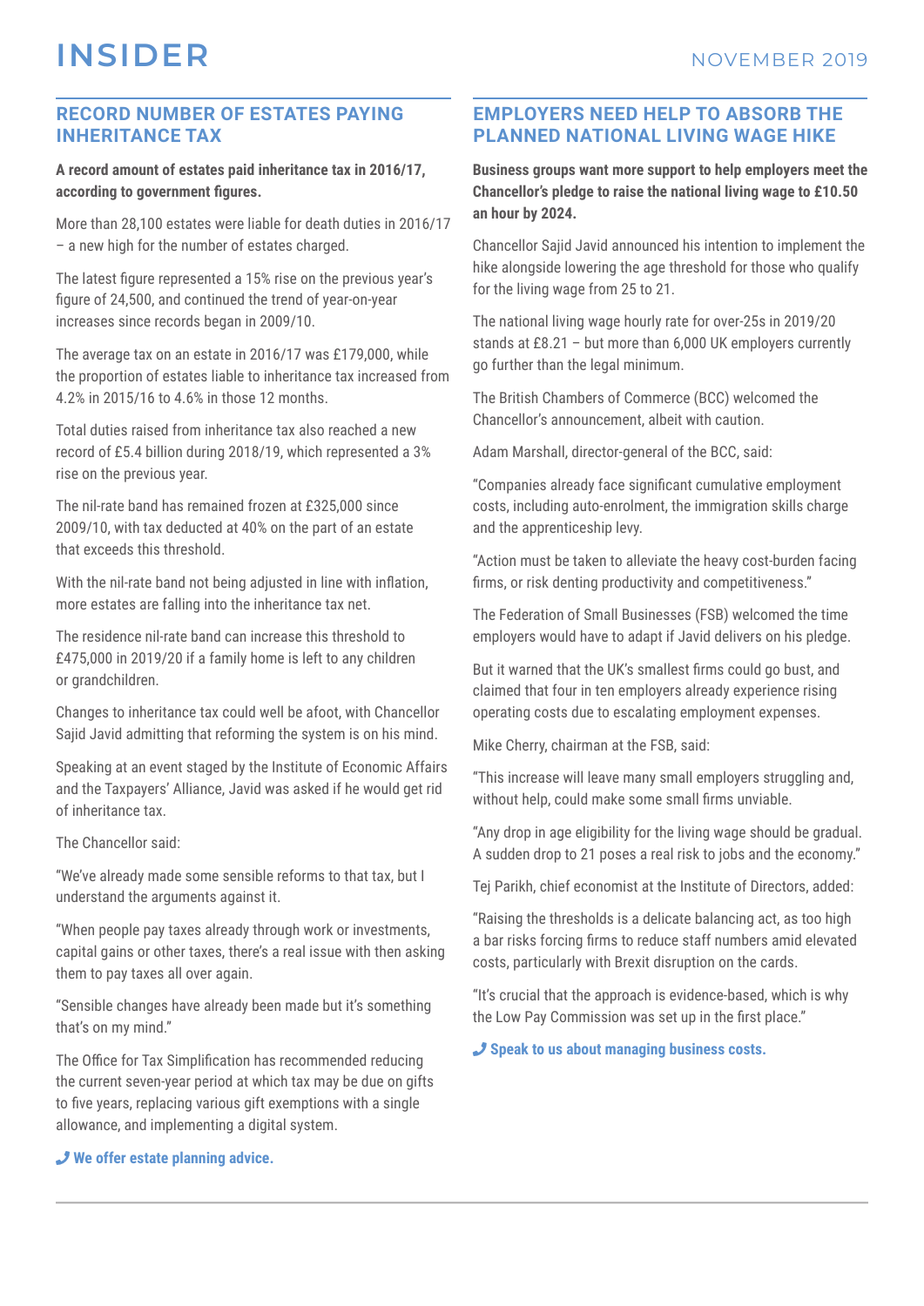## RECORD NUMBER OF ESTATES PAYING INHERITANCE TAX

**A record amount of estates paid inheritance tax in 2016/17, according to government figures.**

More than 28,100 estates were liable for death duties in 2016/17 – a new high for the number of estates charged.

The latest figure represented a 15% rise on the previous year's figure of 24,500, and continued the trend of year-on-year increases since records began in 2009/10.

The average tax on an estate in 2016/17 was £179,000, while the proportion of estates liable to inheritance tax increased from 4.2% in 2015/16 to 4.6% in those 12 months.

Total duties raised from inheritance tax also reached a new record of £5.4 billion during 2018/19, which represented a 3% rise on the previous year.

The nil-rate band has remained frozen at £325,000 since 2009/10, with tax deducted at 40% on the part of an estate that exceeds this threshold.

With the nil-rate band not being adjusted in line with inflation, more estates are falling into the inheritance tax net.

The residence nil-rate band can increase this threshold to £475,000 in 2019/20 if a family home is left to any children or grandchildren.

Changes to inheritance tax could well be afoot, with Chancellor Sajid Javid admitting that reforming the system is on his mind.

Speaking at an event staged by the Institute of Economic Affairs and the Taxpayers' Alliance, Javid was asked if he would get rid of inheritance tax.

The Chancellor said:

"We've already made some sensible reforms to that tax, but I understand the arguments against it.

"When people pay taxes already through work or investments, capital gains or other taxes, there's a real issue with then asking them to pay taxes all over again.

"Sensible changes have already been made but it's something that's on my mind."

The Office for Tax Simplification has recommended reducing the current seven-year period at which tax may be due on gifts to five years, replacing various gift exemptions with a single allowance, and implementing a digital system.

**We offer estate planning advice.**

## EMPLOYERS NEED HELP TO ABSORB THE PLANNED NATIONAL LIVING WAGE HIKE

**Business groups want more support to help employers meet the Chancellor's pledge to raise the national living wage to £10.50 an hour by 2024.**

Chancellor Sajid Javid announced his intention to implement the hike alongside lowering the age threshold for those who qualify for the living wage from 25 to 21.

The national living wage hourly rate for over-25s in 2019/20 stands at £8.21 – but more than 6,000 UK employers currently go further than the legal minimum.

The British Chambers of Commerce (BCC) welcomed the Chancellor's announcement, albeit with caution.

Adam Marshall, director-general of the BCC, said:

"Companies already face significant cumulative employment costs, including auto-enrolment, the immigration skills charge and the apprenticeship levy.

"Action must be taken to alleviate the heavy cost-burden facing firms, or risk denting productivity and competitiveness."

The Federation of Small Businesses (FSB) welcomed the time employers would have to adapt if Javid delivers on his pledge.

But it warned that the UK's smallest firms could go bust, and claimed that four in ten employers already experience rising operating costs due to escalating employment expenses.

Mike Cherry, chairman at the FSB, said:

"This increase will leave many small employers struggling and, without help, could make some small firms unviable.

"Any drop in age eligibility for the living wage should be gradual. A sudden drop to 21 poses a real risk to jobs and the economy."

Tej Parikh, chief economist at the Institute of Directors, added:

"Raising the thresholds is a delicate balancing act, as too high a bar risks forcing firms to reduce staff numbers amid elevated costs, particularly with Brexit disruption on the cards.

"It's crucial that the approach is evidence-based, which is why the Low Pay Commission was set up in the first place."

**Speak to us about managing business costs.**